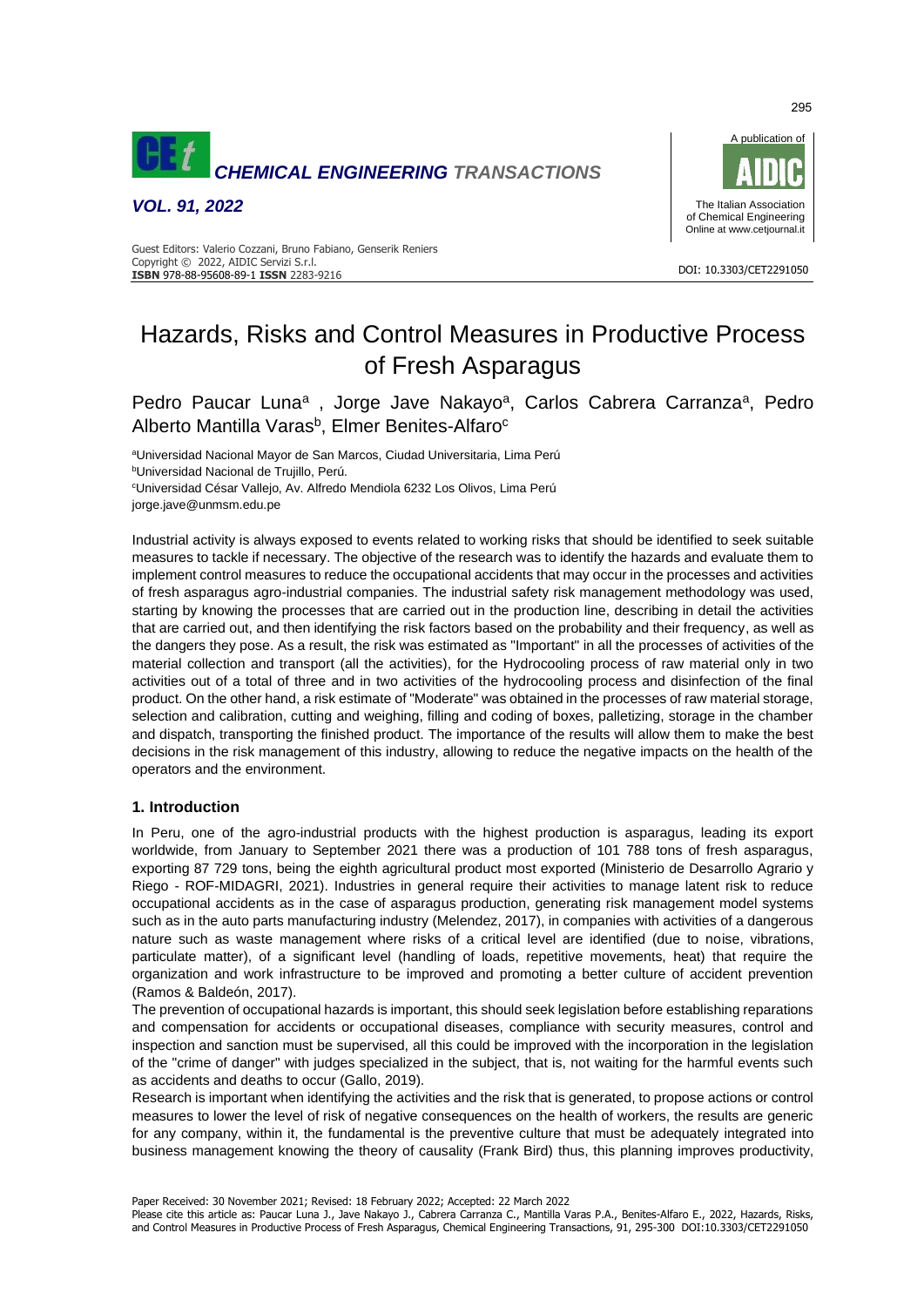# Hazards, Risks and Control Measures in Productive Process of Fresh Asparagus

Pedro Paucar Luna[a] , Jorge Jave Nakayo[a], Carlos Cabrera Carranza[a], Pedro Alberto Mantilla Varas[b], Elmer Benites-Alfaro[c]

[a]Universidad Nacional Mayor de San Marcos, Ciudad Universitaria, Lima Perú
[b]Universidad Nacional de Trujillo, Perú.
[c]Universidad César Vallejo, Av. Alfredo Mendiola 6232 Los Olivos, Lima Perú
jorge.jave@unmsm.edu.pe

Industrial activity is always exposed to events related to working risks that should be identified to seek suitable measures to tackle if necessary. The objective of the research was to identify the hazards and evaluate them to implement control measures to reduce the occupational accidents that may occur in the processes and activities of fresh asparagus agro-industrial companies. The industrial safety risk management methodology was used, starting by knowing the processes that are carried out in the production line, describing in detail the activities that are carried out, and then identifying the risk factors based on the probability and their frequency, as well as the dangers they pose. As a result, the risk was estimated as "Important" in all the processes of activities of the material collection and transport (all the activities), for the Hydrocooling process of raw material only in two activities out of a total of three and in two activities of the hydrocooling process and disinfection of the final product. On the other hand, a risk estimate of "Moderate" was obtained in the processes of raw material storage, selection and calibration, cutting and weighing, filling and coding of boxes, palletizing, storage in the chamber and dispatch, transporting the finished product. The importance of the results will allow them to make the best decisions in the risk management of this industry, allowing to reduce the negative impacts on the health of the operators and the environment.

## 1. Introduction

In Peru, one of the agro-industrial products with the highest production is asparagus, leading its export worldwide, from January to September 2021 there was a production of 101 788 tons of fresh asparagus, exporting 87 729 tons, being the eighth agricultural product most exported (Ministerio de Desarrollo Agrario y Riego - ROF-MIDAGRI, 2021). Industries in general require their activities to manage latent risk to reduce occupational accidents as in the case of asparagus production, generating risk management model systems such as in the auto parts manufacturing industry (Melendez, 2017), in companies with activities of a dangerous nature such as waste management where risks of a critical level are identified (due to noise, vibrations, particulate matter), of a significant level (handling of loads, repetitive movements, heat) that require the organization and work infrastructure to be improved and promoting a better culture of accident prevention (Ramos & Baldeón, 2017).

The prevention of occupational hazards is important, this should seek legislation before establishing reparations and compensation for accidents or occupational diseases, compliance with security measures, control and inspection and sanction must be supervised, all this could be improved with the incorporation in the legislation of the "crime of danger" with judges specialized in the subject, that is, not waiting for the harmful events such as accidents and deaths to occur (Gallo, 2019).

Research is important when identifying the activities and the risk that is generated, to propose actions or control measures to lower the level of risk of negative consequences on the health of workers, the results are generic for any company, within it, the fundamental is the preventive culture that must be adequately integrated into business management knowing the theory of causality (Frank Bird) thus, this planning improves productivity,

Paper Received: 30 November 2021; Revised: 18 February 2022; Accepted: 22 March 2022

Please cite this article as: Paucar Luna J., Jave Nakayo J., Cabrera Carranza C., Mantilla Varas P.A., Benites-Alfaro E., 2022, Hazards, Risks, and Control Measures in Productive Process of Fresh Asparagus, Chemical Engineering Transactions, 91, 295-300 DOI:10.3303/CET2291050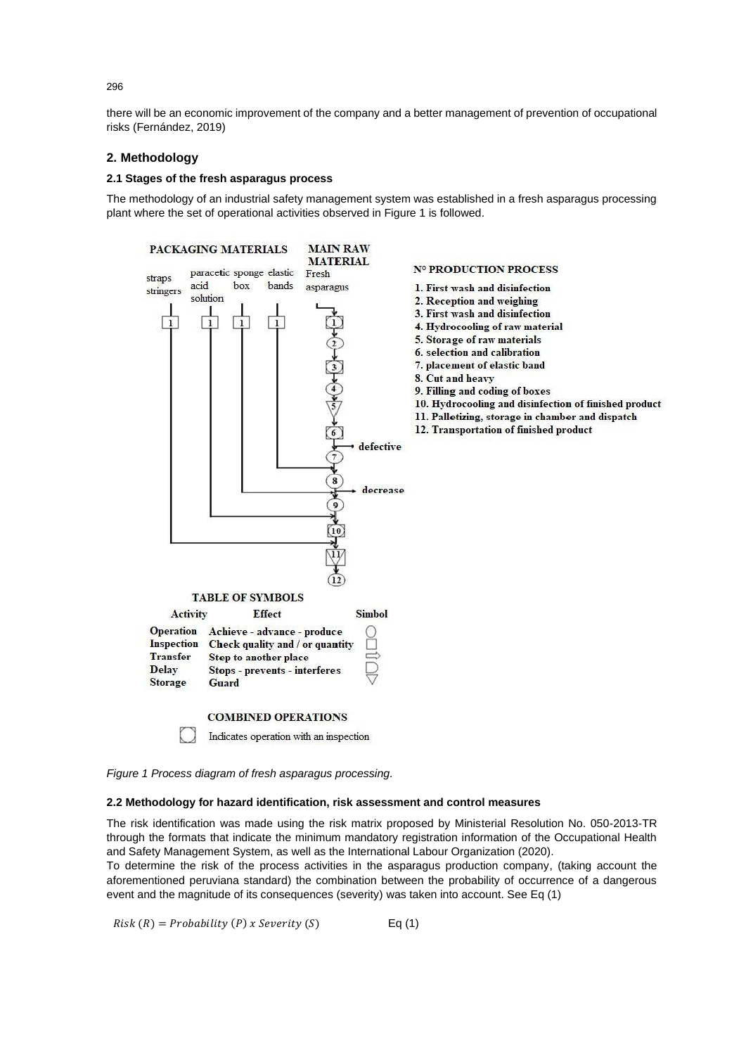there will be an economic improvement of the company and a better management of prevention of occupational risks (Fernández, 2019)

## 2. Methodology

### 2.1 Stages of the fresh asparagus process

The methodology of an industrial safety management system was established in a fresh asparagus processing plant where the set of operational activities observed in Figure 1 is followed.

**PACKAGING MATERIALS**: straps stringers; paracetic acid solution; sponge box; elastic bands

**MAIN RAW MATERIAL**: Fresh asparagus

**N° PRODUCTION PROCESS**

1. First wash and disinfection
2. Reception and weighing
3. First wash and disinfection
4. Hydrocooling of raw material
5. Storage of raw materials
6. selection and calibration
7. placement of elastic band
8. Cut and heavy
9. Filling and coding of boxes
10. Hydrocooling and disinfection of finished product
11. Palletizing, storage in chamber and dispatch
12. Transportation of finished product

defective; decrease

**TABLE OF SYMBOLS**

| Activity | Effect | Simbol |
|---|---|---|
| Operation | Achieve - advance - produce | ○ |
| Inspection | Check quality and / or quantity | □ |
| Transfer | Step to another place | ⇨ |
| Delay | Stops - prevents - interferes | D |
| Storage | Guard | ▽ |

**COMBINED OPERATIONS**

Indicates operation with an inspection

*Figure 1 Process diagram of fresh asparagus processing.*

### 2.2 Methodology for hazard identification, risk assessment and control measures

The risk identification was made using the risk matrix proposed by Ministerial Resolution No. 050-2013-TR through the formats that indicate the minimum mandatory registration information of the Occupational Health and Safety Management System, as well as the International Labour Organization (2020).

To determine the risk of the process activities in the asparagus production company, (taking account the aforementioned peruviana standard) the combination between the probability of occurrence of a dangerous event and the magnitude of its consequences (severity) was taken into account. See Eq (1)

$$Risk\ (R) = Probability\ (P)\ x\ Severity\ (S) \qquad \text{Eq (1)}$$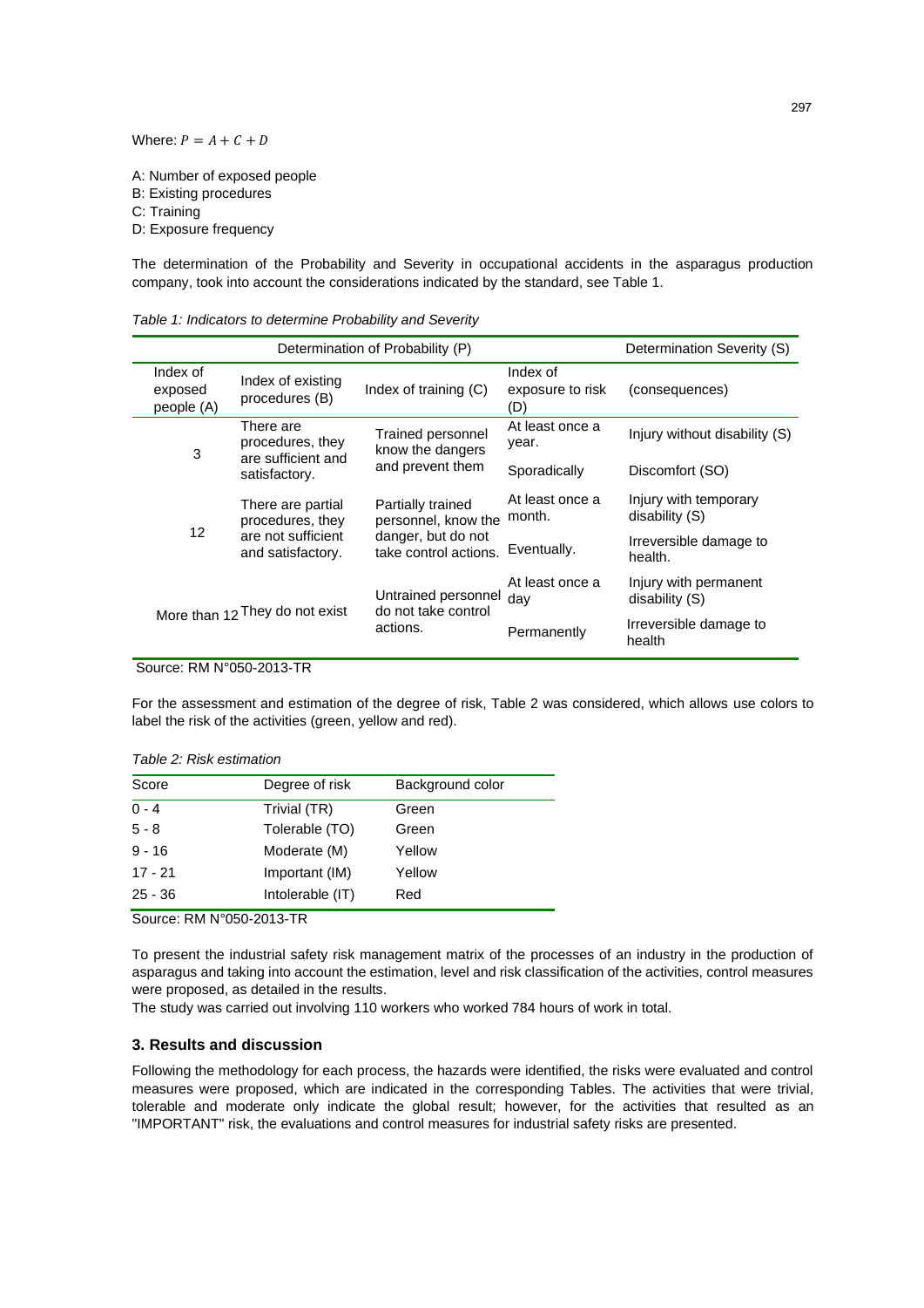Where: $P = A + C + D$

A: Number of exposed people
B: Existing procedures
C: Training
D: Exposure frequency

The determination of the Probability and Severity in occupational accidents in the asparagus production company, took into account the considerations indicated by the standard, see Table 1.

*Table 1: Indicators to determine Probability and Severity*

| Determination of Probability (P) | | | | Determination Severity (S) |
|---|---|---|---|---|
| Index of exposed people (A) | Index of existing procedures (B) | Index of training (C) | Index of exposure to risk (D) | (consequences) |
| 3 | There are procedures, they are sufficient and satisfactory. | Trained personnel know the dangers and prevent them | At least once a year. | Injury without disability (S) |
| | | | Sporadically | Discomfort (SO) |
| 12 | There are partial procedures, they are not sufficient and satisfactory. | Partially trained personnel, know the danger, but do not take control actions. | At least once a month. | Injury with temporary disability (S) |
| | | | Eventually. | Irreversible damage to health. |
| More than 12 | They do not exist | Untrained personnel do not take control actions. | At least once a day | Injury with permanent disability (S) |
| | | | Permanently | Irreversible damage to health |

Source: RM N°050-2013-TR

For the assessment and estimation of the degree of risk, Table 2 was considered, which allows use colors to label the risk of the activities (green, yellow and red).

*Table 2: Risk estimation*

| Score | Degree of risk | Background color |
|---|---|---|
| 0 - 4 | Trivial (TR) | Green |
| 5 - 8 | Tolerable (TO) | Green |
| 9 - 16 | Moderate (M) | Yellow |
| 17 - 21 | Important (IM) | Yellow |
| 25 - 36 | Intolerable (IT) | Red |

Source: RM N°050-2013-TR

To present the industrial safety risk management matrix of the processes of an industry in the production of asparagus and taking into account the estimation, level and risk classification of the activities, control measures were proposed, as detailed in the results.

The study was carried out involving 110 workers who worked 784 hours of work in total.

## 3. Results and discussion

Following the methodology for each process, the hazards were identified, the risks were evaluated and control measures were proposed, which are indicated in the corresponding Tables. The activities that were trivial, tolerable and moderate only indicate the global result; however, for the activities that resulted as an "IMPORTANT" risk, the evaluations and control measures for industrial safety risks are presented.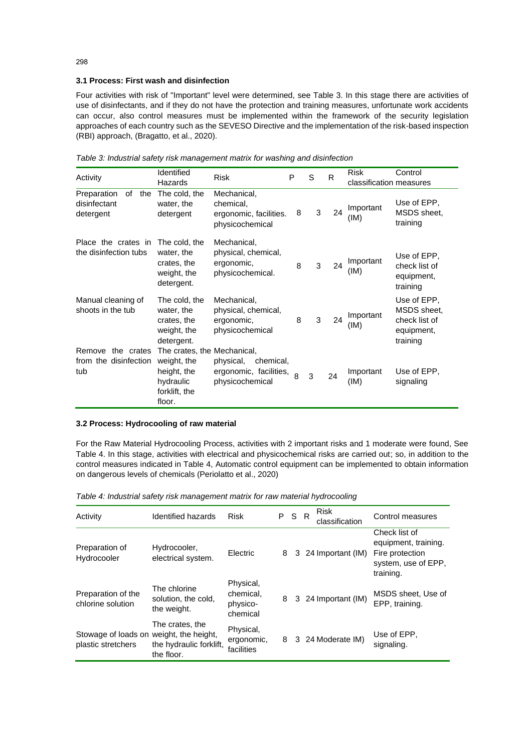### 3.1 Process: First wash and disinfection

Four activities with risk of "Important" level were determined, see Table 3. In this stage there are activities of use of disinfectants, and if they do not have the protection and training measures, unfortunate work accidents can occur, also control measures must be implemented within the framework of the security legislation approaches of each country such as the SEVESO Directive and the implementation of the risk-based inspection (RBI) approach, (Bragatto, et al., 2020).

*Table 3: Industrial safety risk management matrix for washing and disinfection*

| Activity | Identified Hazards | Risk | P | S | R | Risk classification | Control measures |
|---|---|---|---|---|---|---|---|
| Preparation of the disinfectant detergent | The cold, the water, the detergent | Mechanical, chemical, ergonomic, facilities. physicochemical | 8 | 3 | 24 | Important (IM) | Use of EPP, MSDS sheet, training |
| Place the crates in the disinfection tubs | The cold, the water, the crates, the weight, the detergent. | Mechanical, physical, chemical, ergonomic, physicochemical. | 8 | 3 | 24 | Important (IM) | Use of EPP, check list of equipment, training |
| Manual cleaning of shoots in the tub | The cold, the water, the crates, the weight, the detergent. | Mechanical, physical, chemical, ergonomic, physicochemical | 8 | 3 | 24 | Important (IM) | Use of EPP, MSDS sheet, check list of equipment, training |
| Remove the crates from the disinfection tub | The crates, the weight, the height, the hydraulic forklift, the floor. | Mechanical, physical, chemical, ergonomic, facilities, physicochemical | 8 | 3 | 24 | Important (IM) | Use of EPP, signaling |

### 3.2 Process: Hydrocooling of raw material

For the Raw Material Hydrocooling Process, activities with 2 important risks and 1 moderate were found, See Table 4. In this stage, activities with electrical and physicochemical risks are carried out; so, in addition to the control measures indicated in Table 4, Automatic control equipment can be implemented to obtain information on dangerous levels of chemicals (Periolatto et al., 2020)

*Table 4: Industrial safety risk management matrix for raw material hydrocooling*

| Activity | Identified hazards | Risk | P | S | R | Risk classification | Control measures |
|---|---|---|---|---|---|---|---|
| Preparation of Hydrocooler | Hydrocooler, electrical system. | Electric | 8 | 3 | 24 | Important (IM) | Check list of equipment, training. Fire protection system, use of EPP, training. |
| Preparation of the chlorine solution | The chlorine solution, the cold, the weight. | Physical, chemical, physico-chemical | 8 | 3 | 24 | Important (IM) | MSDS sheet, Use of EPP, training. |
| Stowage of loads on plastic stretchers | The crates, the weight, the height, the hydraulic forklift, the floor. | Physical, ergonomic, facilities | 8 | 3 | 24 | Moderate IM) | Use of EPP, signaling. |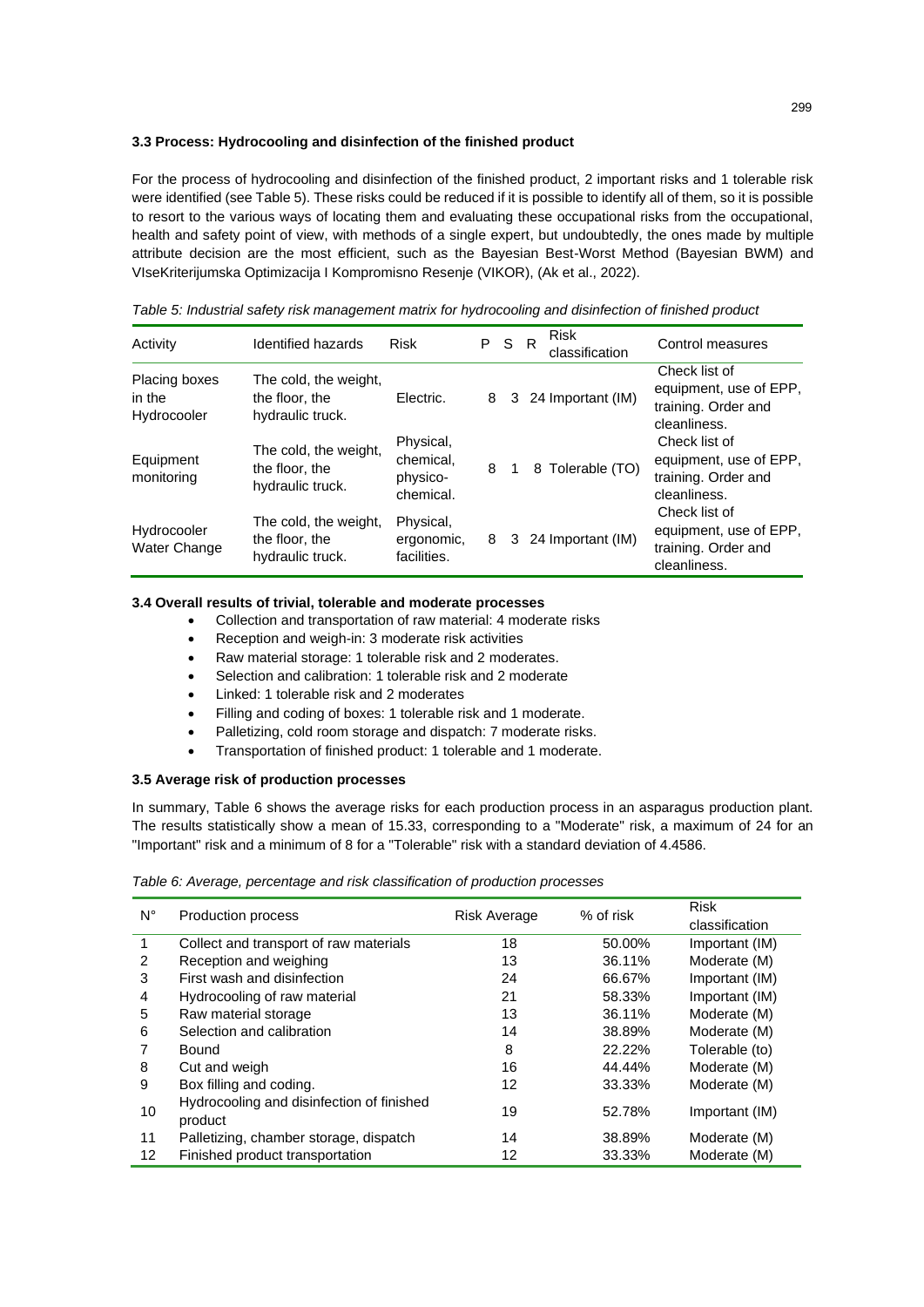### 3.3 Process: Hydrocooling and disinfection of the finished product

For the process of hydrocooling and disinfection of the finished product, 2 important risks and 1 tolerable risk were identified (see Table 5). These risks could be reduced if it is possible to identify all of them, so it is possible to resort to the various ways of locating them and evaluating these occupational risks from the occupational, health and safety point of view, with methods of a single expert, but undoubtedly, the ones made by multiple attribute decision are the most efficient, such as the Bayesian Best-Worst Method (Bayesian BWM) and VIseKriterijumska Optimizacija I Kompromisno Resenje (VIKOR), (Ak et al., 2022).

*Table 5: Industrial safety risk management matrix for hydrocooling and disinfection of finished product*

| Activity | Identified hazards | Risk | P | S | R | Risk classification | Control measures |
|---|---|---|---|---|---|---|---|
| Placing boxes in the Hydrocooler | The cold, the weight, the floor, the hydraulic truck. | Electric. | 8 | 3 | 24 | Important (IM) | Check list of equipment, use of EPP, training. Order and cleanliness. |
| Equipment monitoring | The cold, the weight, the floor, the hydraulic truck. | Physical, chemical, physico-chemical. | 8 | 1 | 8 | Tolerable (TO) | Check list of equipment, use of EPP, training. Order and cleanliness. |
| Hydrocooler Water Change | The cold, the weight, the floor, the hydraulic truck. | Physical, ergonomic, facilities. | 8 | 3 | 24 | Important (IM) | Check list of equipment, use of EPP, training. Order and cleanliness. |

### 3.4 Overall results of trivial, tolerable and moderate processes

- Collection and transportation of raw material: 4 moderate risks
- Reception and weigh-in: 3 moderate risk activities
- Raw material storage: 1 tolerable risk and 2 moderates.
- Selection and calibration: 1 tolerable risk and 2 moderate
- Linked: 1 tolerable risk and 2 moderates
- Filling and coding of boxes: 1 tolerable risk and 1 moderate.
- Palletizing, cold room storage and dispatch: 7 moderate risks.
- Transportation of finished product: 1 tolerable and 1 moderate.

### 3.5 Average risk of production processes

In summary, Table 6 shows the average risks for each production process in an asparagus production plant. The results statistically show a mean of 15.33, corresponding to a "Moderate" risk, a maximum of 24 for an "Important" risk and a minimum of 8 for a "Tolerable" risk with a standard deviation of 4.4586.

*Table 6: Average, percentage and risk classification of production processes*

| N° | Production process | Risk Average | % of risk | Risk classification |
|---|---|---|---|---|
| 1 | Collect and transport of raw materials | 18 | 50.00% | Important (IM) |
| 2 | Reception and weighing | 13 | 36.11% | Moderate (M) |
| 3 | First wash and disinfection | 24 | 66.67% | Important (IM) |
| 4 | Hydrocooling of raw material | 21 | 58.33% | Important (IM) |
| 5 | Raw material storage | 13 | 36.11% | Moderate (M) |
| 6 | Selection and calibration | 14 | 38.89% | Moderate (M) |
| 7 | Bound | 8 | 22.22% | Tolerable (to) |
| 8 | Cut and weigh | 16 | 44.44% | Moderate (M) |
| 9 | Box filling and coding. | 12 | 33.33% | Moderate (M) |
| 10 | Hydrocooling and disinfection of finished product | 19 | 52.78% | Important (IM) |
| 11 | Palletizing, chamber storage, dispatch | 14 | 38.89% | Moderate (M) |
| 12 | Finished product transportation | 12 | 33.33% | Moderate (M) |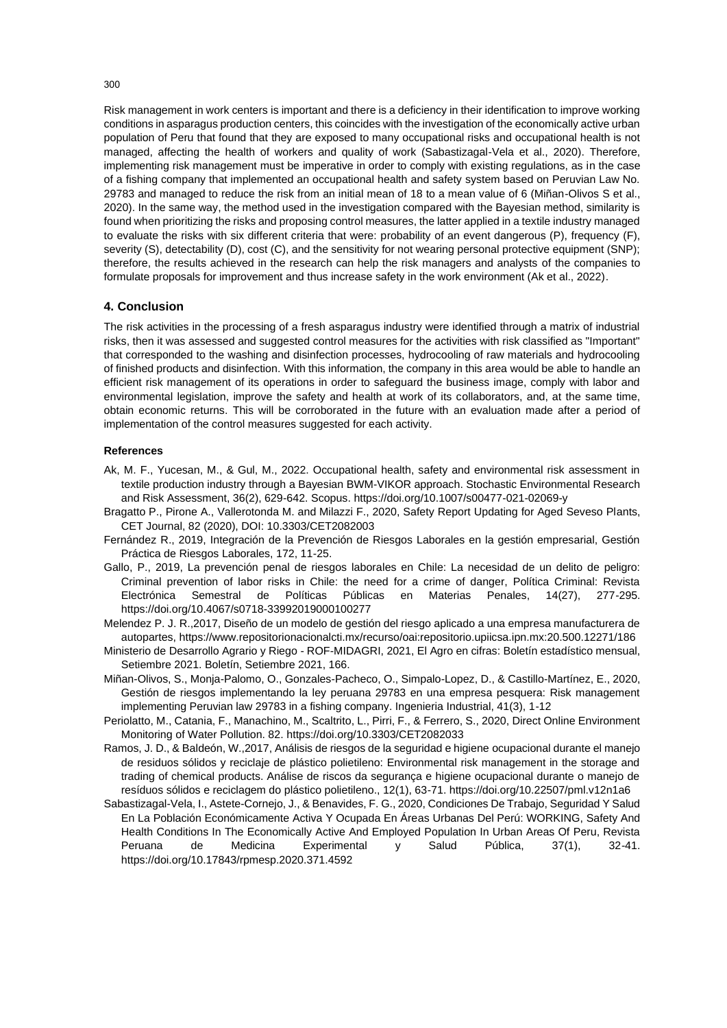Risk management in work centers is important and there is a deficiency in their identification to improve working conditions in asparagus production centers, this coincides with the investigation of the economically active urban population of Peru that found that they are exposed to many occupational risks and occupational health is not managed, affecting the health of workers and quality of work (Sabastizagal-Vela et al., 2020). Therefore, implementing risk management must be imperative in order to comply with existing regulations, as in the case of a fishing company that implemented an occupational health and safety system based on Peruvian Law No. 29783 and managed to reduce the risk from an initial mean of 18 to a mean value of 6 (Miñan-Olivos S et al., 2020). In the same way, the method used in the investigation compared with the Bayesian method, similarity is found when prioritizing the risks and proposing control measures, the latter applied in a textile industry managed to evaluate the risks with six different criteria that were: probability of an event dangerous (P), frequency (F), severity (S), detectability (D), cost (C), and the sensitivity for not wearing personal protective equipment (SNP); therefore, the results achieved in the research can help the risk managers and analysts of the companies to formulate proposals for improvement and thus increase safety in the work environment (Ak et al., 2022).

## 4. Conclusion

The risk activities in the processing of a fresh asparagus industry were identified through a matrix of industrial risks, then it was assessed and suggested control measures for the activities with risk classified as "Important" that corresponded to the washing and disinfection processes, hydrocooling of raw materials and hydrocooling of finished products and disinfection. With this information, the company in this area would be able to handle an efficient risk management of its operations in order to safeguard the business image, comply with labor and environmental legislation, improve the safety and health at work of its collaborators, and, at the same time, obtain economic returns. This will be corroborated in the future with an evaluation made after a period of implementation of the control measures suggested for each activity.

### References

Ak, M. F., Yucesan, M., & Gul, M., 2022. Occupational health, safety and environmental risk assessment in textile production industry through a Bayesian BWM-VIKOR approach. Stochastic Environmental Research and Risk Assessment, 36(2), 629-642. Scopus. https://doi.org/10.1007/s00477-021-02069-y

Bragatto P., Pirone A., Vallerotonda M. and Milazzi F., 2020, Safety Report Updating for Aged Seveso Plants, CET Journal, 82 (2020), DOI: 10.3303/CET2082003

Fernández R., 2019, Integración de la Prevención de Riesgos Laborales en la gestión empresarial, Gestión Práctica de Riesgos Laborales, 172, 11-25.

Gallo, P., 2019, La prevención penal de riesgos laborales en Chile: La necesidad de un delito de peligro: Criminal prevention of labor risks in Chile: the need for a crime of danger, Política Criminal: Revista Electrónica Semestral de Políticas Públicas en Materias Penales, 14(27), 277-295. https://doi.org/10.4067/s0718-33992019000100277

Melendez P. J. R.,2017, Diseño de un modelo de gestión del riesgo aplicado a una empresa manufacturera de autopartes, https://www.repositorionacionalcti.mx/recurso/oai:repositorio.upiicsa.ipn.mx:20.500.12271/186

Ministerio de Desarrollo Agrario y Riego - ROF-MIDAGRI, 2021, El Agro en cifras: Boletín estadístico mensual, Setiembre 2021. Boletín, Setiembre 2021, 166.

Miñan-Olivos, S., Monja-Palomo, O., Gonzales-Pacheco, O., Simpalo-Lopez, D., & Castillo-Martínez, E., 2020, Gestión de riesgos implementando la ley peruana 29783 en una empresa pesquera: Risk management implementing Peruvian law 29783 in a fishing company. Ingenieria Industrial, 41(3), 1-12

Periolatto, M., Catania, F., Manachino, M., Scaltrito, L., Pirri, F., & Ferrero, S., 2020, Direct Online Environment Monitoring of Water Pollution. 82. https://doi.org/10.3303/CET2082033

Ramos, J. D., & Baldeón, W.,2017, Análisis de riesgos de la seguridad e higiene ocupacional durante el manejo de residuos sólidos y reciclaje de plástico polietileno: Environmental risk management in the storage and trading of chemical products. Análise de riscos da segurança e higiene ocupacional durante o manejo de resíduos sólidos e reciclagem do plástico polietileno., 12(1), 63-71. https://doi.org/10.22507/pml.v12n1a6

Sabastizagal-Vela, I., Astete-Cornejo, J., & Benavides, F. G., 2020, Condiciones De Trabajo, Seguridad Y Salud En La Población Económicamente Activa Y Ocupada En Áreas Urbanas Del Perú: WORKING, Safety And Health Conditions In The Economically Active And Employed Population In Urban Areas Of Peru, Revista Peruana de Medicina Experimental y Salud Pública, 37(1), 32-41. https://doi.org/10.17843/rpmesp.2020.371.4592